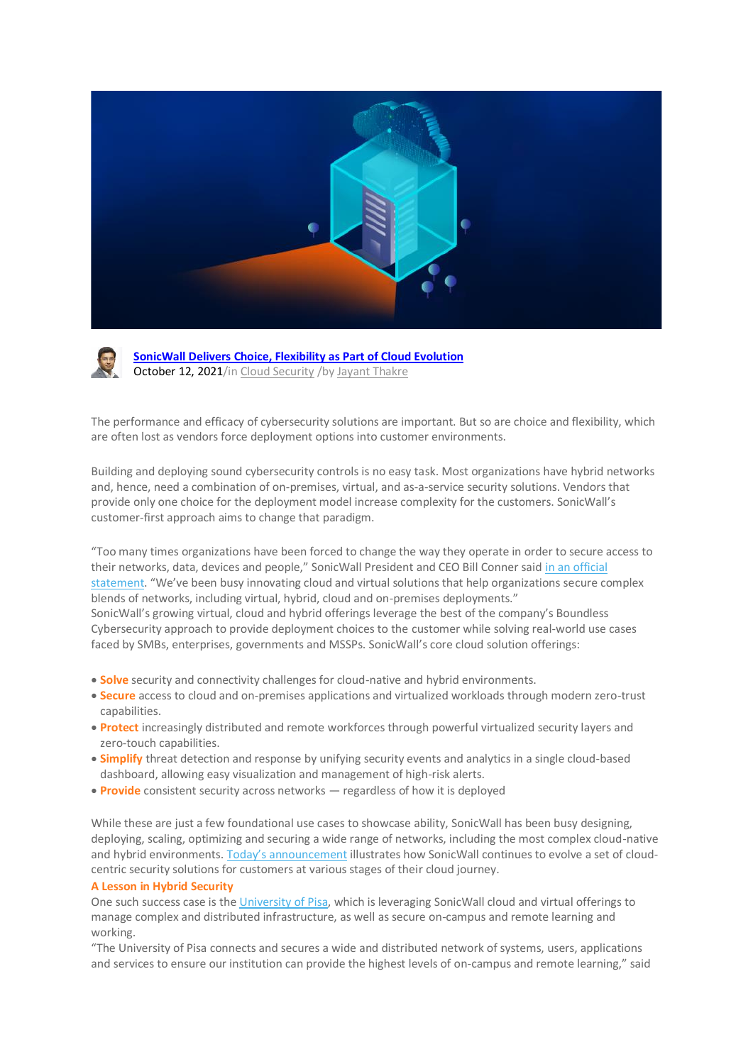**SonicWall Delivers Choice, Flexibility as Part of Cloud Evolution**
October 12, 2021/in Cloud Security /by Jayant Thakre

The performance and efficacy of cybersecurity solutions are important. But so are choice and flexibility, which are often lost as vendors force deployment options into customer environments.

Building and deploying sound cybersecurity controls is no easy task. Most organizations have hybrid networks and, hence, need a combination of on-premises, virtual, and as-a-service security solutions. Vendors that provide only one choice for the deployment model increase complexity for the customers. SonicWall's customer-first approach aims to change that paradigm.

"Too many times organizations have been forced to change the way they operate in order to secure access to their networks, data, devices and people," SonicWall President and CEO Bill Conner said in an official statement. "We've been busy innovating cloud and virtual solutions that help organizations secure complex blends of networks, including virtual, hybrid, cloud and on-premises deployments."
SonicWall's growing virtual, cloud and hybrid offerings leverage the best of the company's Boundless Cybersecurity approach to provide deployment choices to the customer while solving real-world use cases faced by SMBs, enterprises, governments and MSSPs. SonicWall's core cloud solution offerings:

- **Solve** security and connectivity challenges for cloud-native and hybrid environments.
- **Secure** access to cloud and on-premises applications and virtualized workloads through modern zero-trust capabilities.
- **Protect** increasingly distributed and remote workforces through powerful virtualized security layers and zero-touch capabilities.
- **Simplify** threat detection and response by unifying security events and analytics in a single cloud-based dashboard, allowing easy visualization and management of high-risk alerts.
- **Provide** consistent security across networks — regardless of how it is deployed

While these are just a few foundational use cases to showcase ability, SonicWall has been busy designing, deploying, scaling, optimizing and securing a wide range of networks, including the most complex cloud-native and hybrid environments. Today's announcement illustrates how SonicWall continues to evolve a set of cloud-centric security solutions for customers at various stages of their cloud journey.

**A Lesson in Hybrid Security**

One such success case is the University of Pisa, which is leveraging SonicWall cloud and virtual offerings to manage complex and distributed infrastructure, as well as secure on-campus and remote learning and working.

"The University of Pisa connects and secures a wide and distributed network of systems, users, applications and services to ensure our institution can provide the highest levels of on-campus and remote learning," said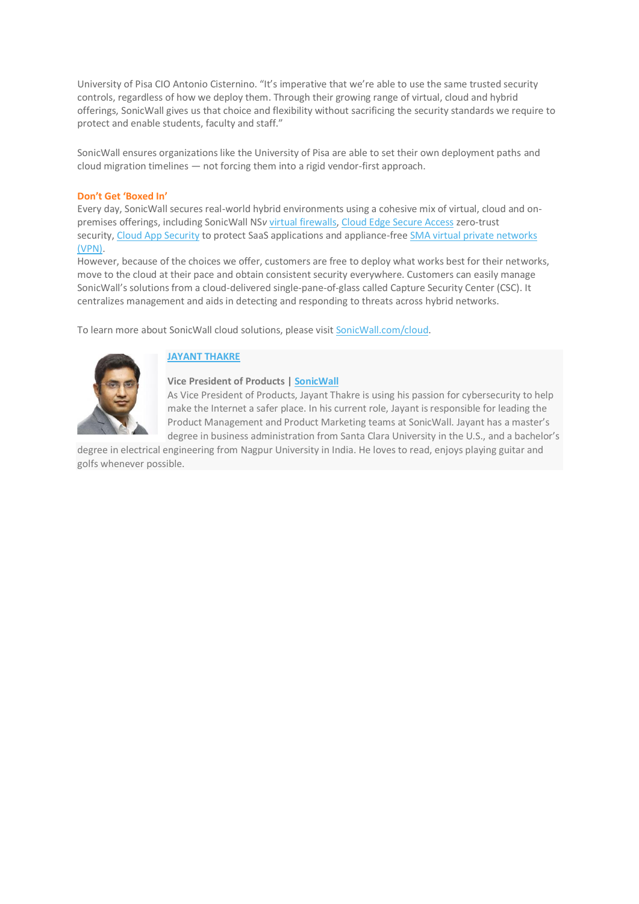University of Pisa CIO Antonio Cisternino. "It's imperative that we're able to use the same trusted security controls, regardless of how we deploy them. Through their growing range of virtual, cloud and hybrid offerings, SonicWall gives us that choice and flexibility without sacrificing the security standards we require to protect and enable students, faculty and staff."

SonicWall ensures organizations like the University of Pisa are able to set their own deployment paths and cloud migration timelines — not forcing them into a rigid vendor-first approach.

**Don't Get 'Boxed In'**

Every day, SonicWall secures real-world hybrid environments using a cohesive mix of virtual, cloud and on-premises offerings, including SonicWall NS*v* virtual firewalls, Cloud Edge Secure Access zero-trust security, Cloud App Security to protect SaaS applications and appliance-free SMA virtual private networks (VPN).

However, because of the choices we offer, customers are free to deploy what works best for their networks, move to the cloud at their pace and obtain consistent security everywhere. Customers can easily manage SonicWall's solutions from a cloud-delivered single-pane-of-glass called Capture Security Center (CSC). It centralizes management and aids in detecting and responding to threats across hybrid networks.

To learn more about SonicWall cloud solutions, please visit SonicWall.com/cloud.

**JAYANT THAKRE**

**Vice President of Products | SonicWall**

As Vice President of Products, Jayant Thakre is using his passion for cybersecurity to help make the Internet a safer place. In his current role, Jayant is responsible for leading the Product Management and Product Marketing teams at SonicWall. Jayant has a master's degree in business administration from Santa Clara University in the U.S., and a bachelor's degree in electrical engineering from Nagpur University in India. He loves to read, enjoys playing guitar and golfs whenever possible.